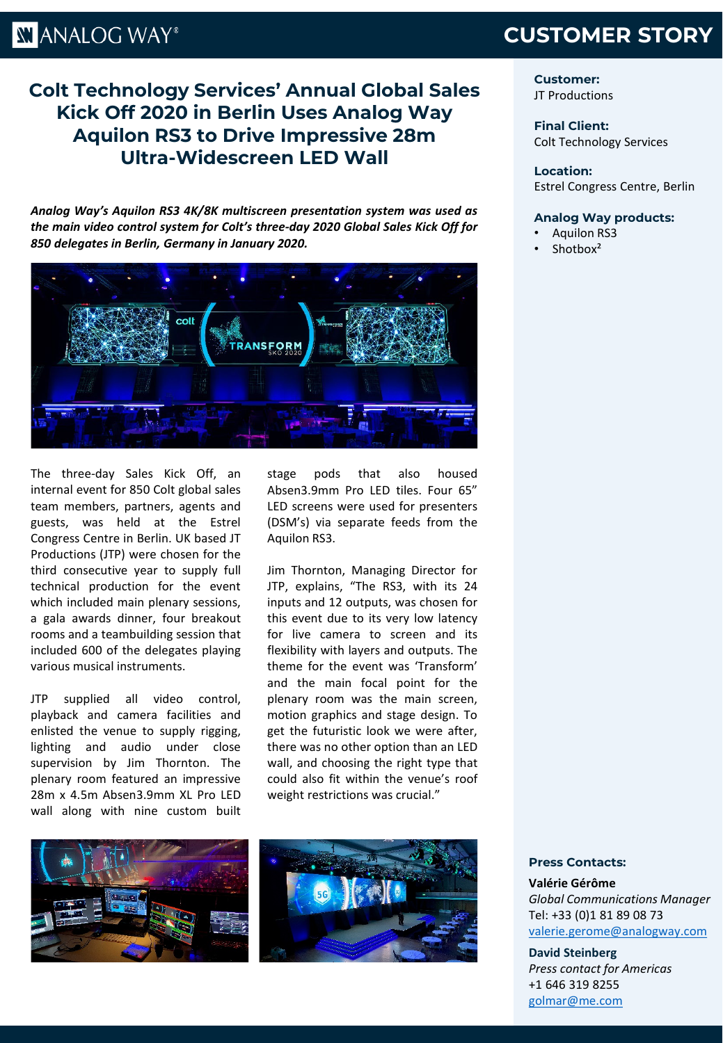# Colt Technology Services' Annual Global Sales Kick Off 2020 in Berlin Uses Analog Way Aquilon RS3 to Drive Impressive 28m Ultra-Widescreen LED Wall

***Analog Way's Aquilon RS3 4K/8K multiscreen presentation system was used as the main video control system for Colt's three-day 2020 Global Sales Kick Off for 850 delegates in Berlin, Germany in January 2020.***

The three-day Sales Kick Off, an internal event for 850 Colt global sales team members, partners, agents and guests, was held at the Estrel Congress Centre in Berlin. UK based JT Productions (JTP) were chosen for the third consecutive year to supply full technical production for the event which included main plenary sessions, a gala awards dinner, four breakout rooms and a teambuilding session that included 600 of the delegates playing various musical instruments.

JTP supplied all video control, playback and camera facilities and enlisted the venue to supply rigging, lighting and audio under close supervision by Jim Thornton. The plenary room featured an impressive 28m x 4.5m Absen3.9mm XL Pro LED wall along with nine custom built stage pods that also housed Absen3.9mm Pro LED tiles. Four 65" LED screens were used for presenters (DSM's) via separate feeds from the Aquilon RS3.

Jim Thornton, Managing Director for JTP, explains, "The RS3, with its 24 inputs and 12 outputs, was chosen for this event due to its very low latency for live camera to screen and its flexibility with layers and outputs. The theme for the event was 'Transform' and the main focal point for the plenary room was the main screen, motion graphics and stage design. To get the futuristic look we were after, there was no other option than an LED wall, and choosing the right type that could also fit within the venue's roof weight restrictions was crucial."

**Customer:**
JT Productions

**Final Client:**
Colt Technology Services

**Location:**
Estrel Congress Centre, Berlin

**Analog Way products:**

- Aquilon RS3
- Shotbox²

**Press Contacts:**

**Valérie Gérôme**
*Global Communications Manager*
Tel: +33 (0)1 81 89 08 73
valerie.gerome@analogway.com

**David Steinberg**
*Press contact for Americas*
+1 646 319 8255
golmar@me.com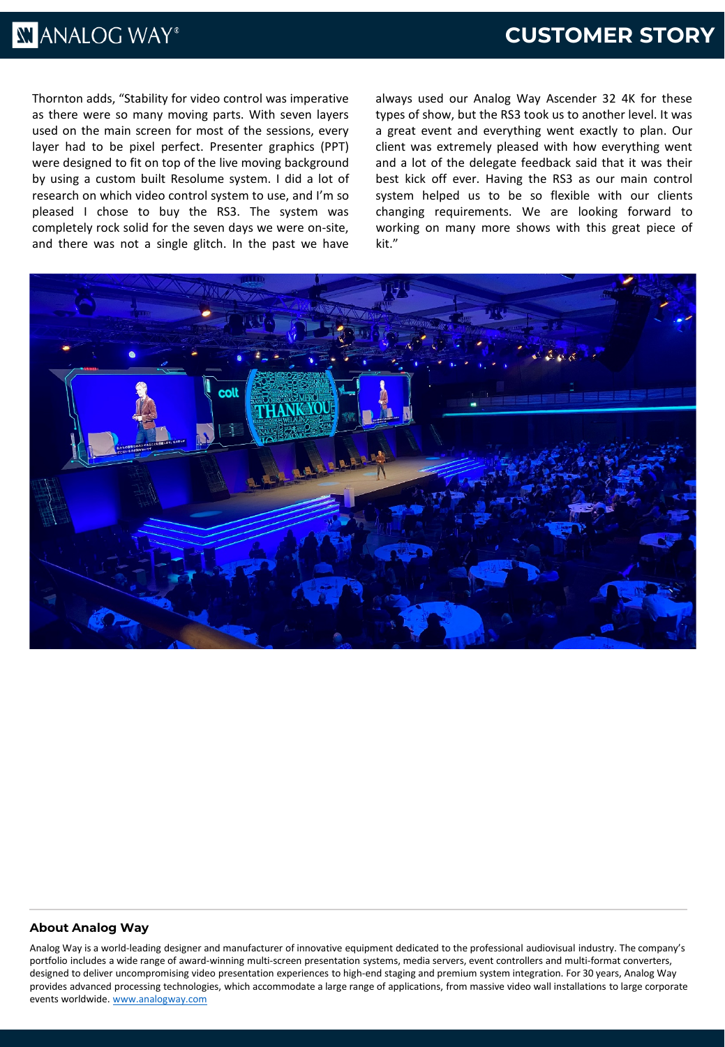Thornton adds, "Stability for video control was imperative as there were so many moving parts. With seven layers used on the main screen for most of the sessions, every layer had to be pixel perfect. Presenter graphics (PPT) were designed to fit on top of the live moving background by using a custom built Resolume system. I did a lot of research on which video control system to use, and I'm so pleased I chose to buy the RS3. The system was completely rock solid for the seven days we were on-site, and there was not a single glitch. In the past we have always used our Analog Way Ascender 32 4K for these types of show, but the RS3 took us to another level. It was a great event and everything went exactly to plan. Our client was extremely pleased with how everything went and a lot of the delegate feedback said that it was their best kick off ever. Having the RS3 as our main control system helped us to be so flexible with our clients changing requirements. We are looking forward to working on many more shows with this great piece of kit."

## About Analog Way

Analog Way is a world-leading designer and manufacturer of innovative equipment dedicated to the professional audiovisual industry. The company's portfolio includes a wide range of award-winning multi-screen presentation systems, media servers, event controllers and multi-format converters, designed to deliver uncompromising video presentation experiences to high-end staging and premium system integration. For 30 years, Analog Way provides advanced processing technologies, which accommodate a large range of applications, from massive video wall installations to large corporate events worldwide. www.analogway.com